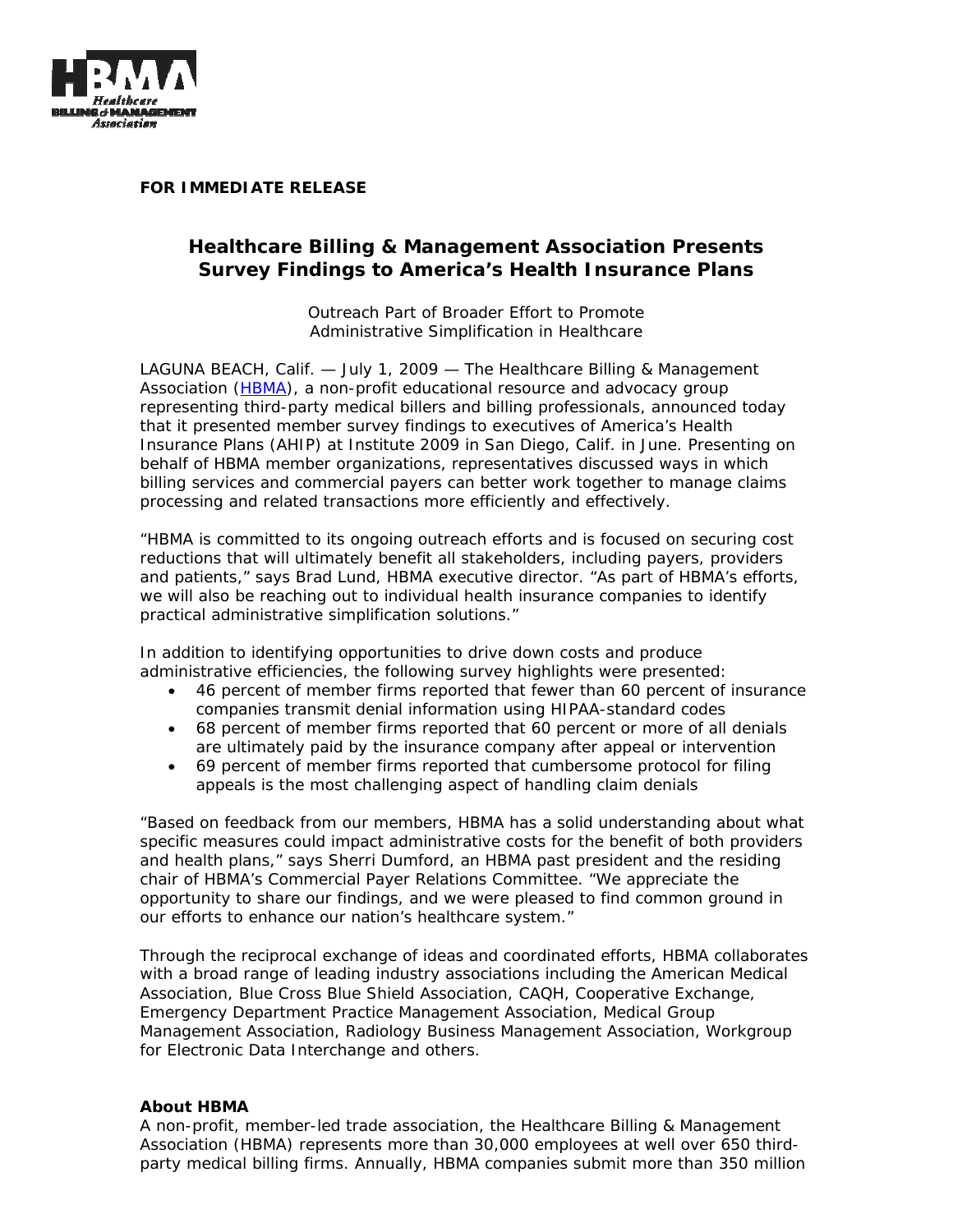**FOR IMMEDIATE RELEASE**

# Healthcare Billing & Management Association Presents Survey Findings to America's Health Insurance Plans

Outreach Part of Broader Effort to Promote Administrative Simplification in Healthcare

LAGUNA BEACH, Calif. — July 1, 2009 — The Healthcare Billing & Management Association (HBMA), a non-profit educational resource and advocacy group representing third-party medical billers and billing professionals, announced today that it presented member survey findings to executives of America's Health Insurance Plans (AHIP) at Institute 2009 in San Diego, Calif. in June. Presenting on behalf of HBMA member organizations, representatives discussed ways in which billing services and commercial payers can better work together to manage claims processing and related transactions more efficiently and effectively.

"HBMA is committed to its ongoing outreach efforts and is focused on securing cost reductions that will ultimately benefit all stakeholders, including payers, providers and patients," says Brad Lund, HBMA executive director. "As part of HBMA's efforts, we will also be reaching out to individual health insurance companies to identify practical administrative simplification solutions."

In addition to identifying opportunities to drive down costs and produce administrative efficiencies, the following survey highlights were presented:

- 46 percent of member firms reported that fewer than 60 percent of insurance companies transmit denial information using HIPAA-standard codes
- 68 percent of member firms reported that 60 percent or more of all denials are ultimately paid by the insurance company after appeal or intervention
- 69 percent of member firms reported that cumbersome protocol for filing appeals is the most challenging aspect of handling claim denials

"Based on feedback from our members, HBMA has a solid understanding about what specific measures could impact administrative costs for the benefit of both providers and health plans," says Sherri Dumford, an HBMA past president and the residing chair of HBMA's Commercial Payer Relations Committee. "We appreciate the opportunity to share our findings, and we were pleased to find common ground in our efforts to enhance our nation's healthcare system."

Through the reciprocal exchange of ideas and coordinated efforts, HBMA collaborates with a broad range of leading industry associations including the American Medical Association, Blue Cross Blue Shield Association, CAQH, Cooperative Exchange, Emergency Department Practice Management Association, Medical Group Management Association, Radiology Business Management Association, Workgroup for Electronic Data Interchange and others.

**About HBMA**

A non-profit, member-led trade association, the Healthcare Billing & Management Association (HBMA) represents more than 30,000 employees at well over 650 third-party medical billing firms. Annually, HBMA companies submit more than 350 million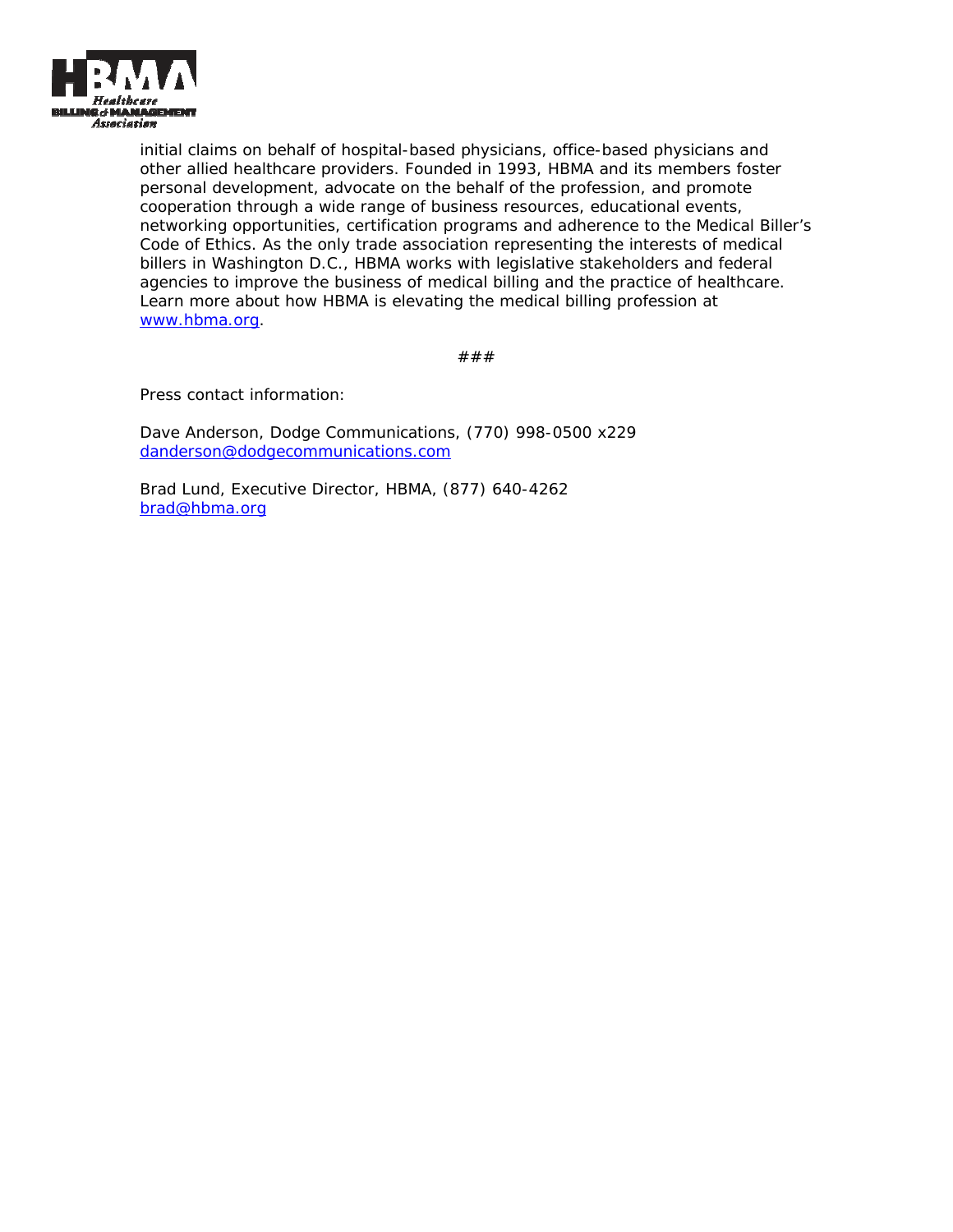initial claims on behalf of hospital-based physicians, office-based physicians and other allied healthcare providers. Founded in 1993, HBMA and its members foster personal development, advocate on the behalf of the profession, and promote cooperation through a wide range of business resources, educational events, networking opportunities, certification programs and adherence to the Medical Biller's Code of Ethics. As the only trade association representing the interests of medical billers in Washington D.C., HBMA works with legislative stakeholders and federal agencies to improve the business of medical billing and the practice of healthcare. Learn more about how HBMA is elevating the medical billing profession at www.hbma.org.

###

Press contact information:

Dave Anderson, Dodge Communications, (770) 998-0500 x229
danderson@dodgecommunications.com

Brad Lund, Executive Director, HBMA, (877) 640-4262
brad@hbma.org